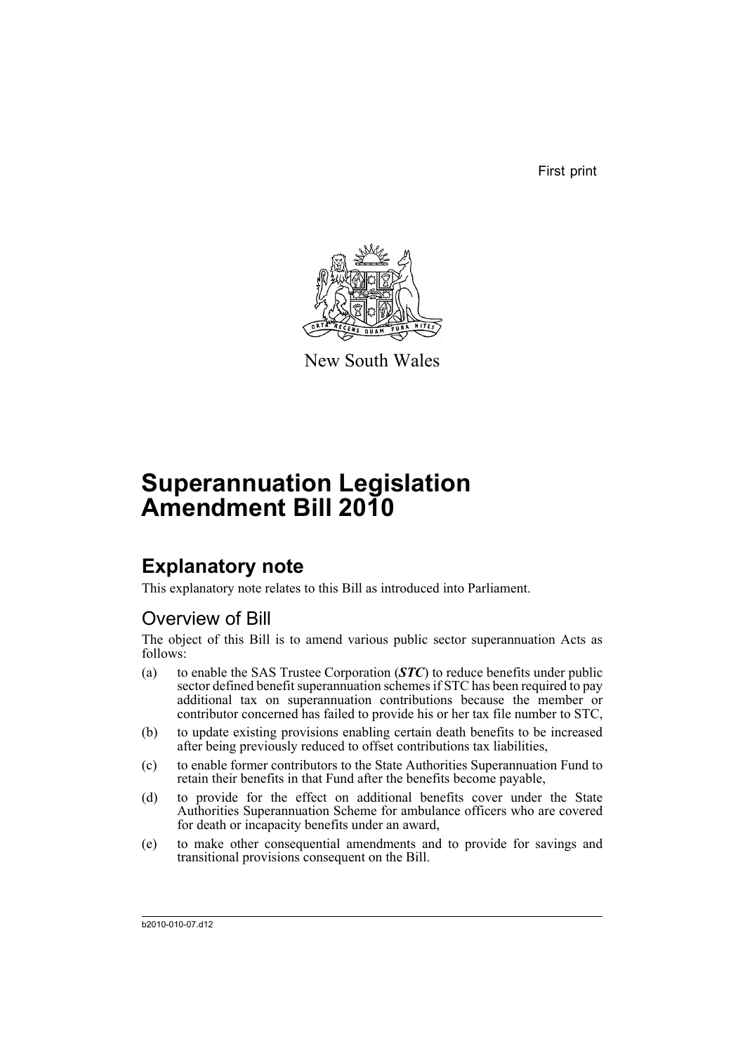First print

New South Wales

# Superannuation Legislation Amendment Bill 2010

## Explanatory note

This explanatory note relates to this Bill as introduced into Parliament.

### Overview of Bill

The object of this Bill is to amend various public sector superannuation Acts as follows:

(a) to enable the SAS Trustee Corporation (***STC***) to reduce benefits under public sector defined benefit superannuation schemes if STC has been required to pay additional tax on superannuation contributions because the member or contributor concerned has failed to provide his or her tax file number to STC,

(b) to update existing provisions enabling certain death benefits to be increased after being previously reduced to offset contributions tax liabilities,

(c) to enable former contributors to the State Authorities Superannuation Fund to retain their benefits in that Fund after the benefits become payable,

(d) to provide for the effect on additional benefits cover under the State Authorities Superannuation Scheme for ambulance officers who are covered for death or incapacity benefits under an award,

(e) to make other consequential amendments and to provide for savings and transitional provisions consequent on the Bill.

b2010-010-07.d12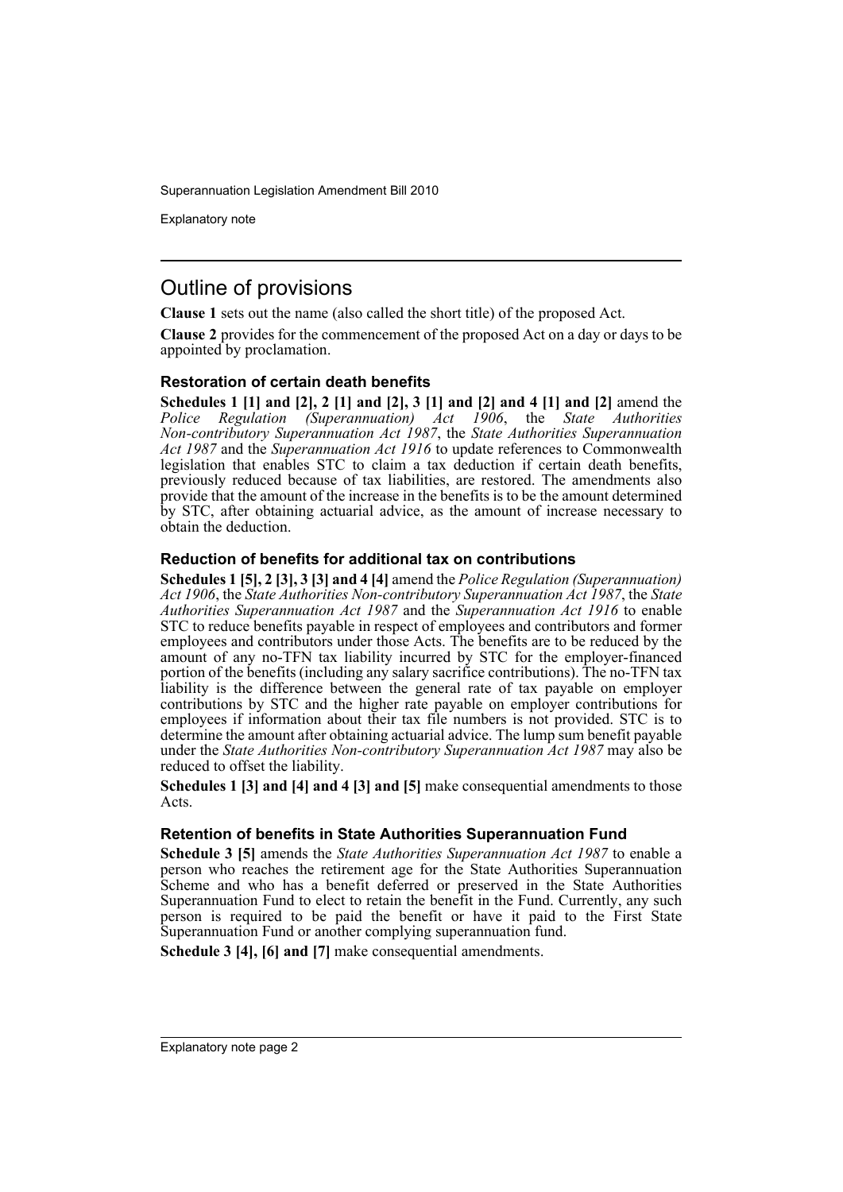# Outline of provisions

**Clause 1** sets out the name (also called the short title) of the proposed Act.

**Clause 2** provides for the commencement of the proposed Act on a day or days to be appointed by proclamation.

### Restoration of certain death benefits

**Schedules 1 [1] and [2], 2 [1] and [2], 3 [1] and [2] and 4 [1] and [2]** amend the *Police Regulation (Superannuation) Act 1906*, the *State Authorities Non-contributory Superannuation Act 1987*, the *State Authorities Superannuation Act 1987* and the *Superannuation Act 1916* to update references to Commonwealth legislation that enables STC to claim a tax deduction if certain death benefits, previously reduced because of tax liabilities, are restored. The amendments also provide that the amount of the increase in the benefits is to be the amount determined by STC, after obtaining actuarial advice, as the amount of increase necessary to obtain the deduction.

### Reduction of benefits for additional tax on contributions

**Schedules 1 [5], 2 [3], 3 [3] and 4 [4]** amend the *Police Regulation (Superannuation) Act 1906*, the *State Authorities Non-contributory Superannuation Act 1987*, the *State Authorities Superannuation Act 1987* and the *Superannuation Act 1916* to enable STC to reduce benefits payable in respect of employees and contributors and former employees and contributors under those Acts. The benefits are to be reduced by the amount of any no-TFN tax liability incurred by STC for the employer-financed portion of the benefits (including any salary sacrifice contributions). The no-TFN tax liability is the difference between the general rate of tax payable on employer contributions by STC and the higher rate payable on employer contributions for employees if information about their tax file numbers is not provided. STC is to determine the amount after obtaining actuarial advice. The lump sum benefit payable under the *State Authorities Non-contributory Superannuation Act 1987* may also be reduced to offset the liability.

**Schedules 1 [3] and [4] and 4 [3] and [5]** make consequential amendments to those Acts.

### Retention of benefits in State Authorities Superannuation Fund

**Schedule 3 [5]** amends the *State Authorities Superannuation Act 1987* to enable a person who reaches the retirement age for the State Authorities Superannuation Scheme and who has a benefit deferred or preserved in the State Authorities Superannuation Fund to elect to retain the benefit in the Fund. Currently, any such person is required to be paid the benefit or have it paid to the First State Superannuation Fund or another complying superannuation fund.

**Schedule 3 [4], [6] and [7]** make consequential amendments.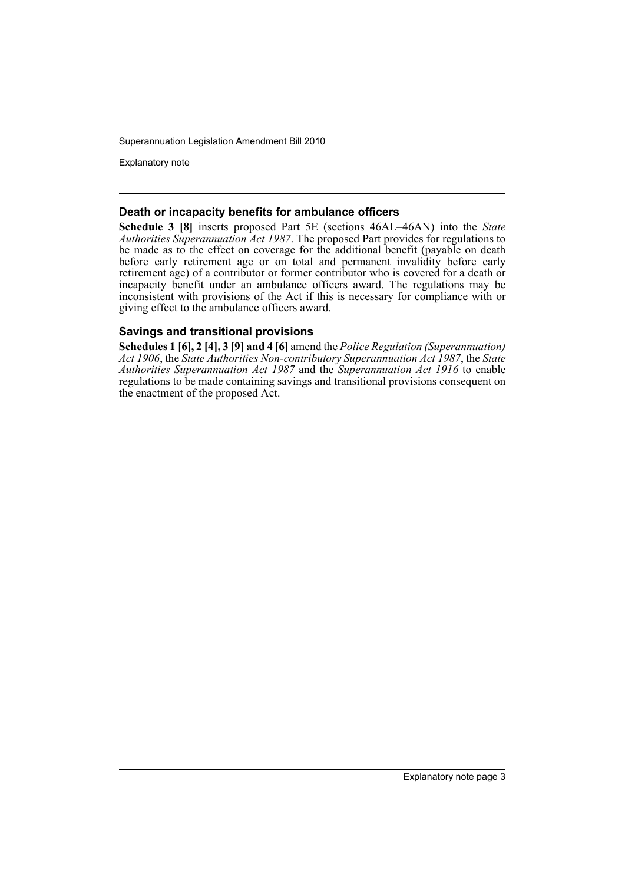### Death or incapacity benefits for ambulance officers

**Schedule 3 [8]** inserts proposed Part 5E (sections 46AL–46AN) into the *State Authorities Superannuation Act 1987*. The proposed Part provides for regulations to be made as to the effect on coverage for the additional benefit (payable on death before early retirement age or on total and permanent invalidity before early retirement age) of a contributor or former contributor who is covered for a death or incapacity benefit under an ambulance officers award. The regulations may be inconsistent with provisions of the Act if this is necessary for compliance with or giving effect to the ambulance officers award.

### Savings and transitional provisions

**Schedules 1 [6], 2 [4], 3 [9] and 4 [6]** amend the *Police Regulation (Superannuation) Act 1906*, the *State Authorities Non-contributory Superannuation Act 1987*, the *State Authorities Superannuation Act 1987* and the *Superannuation Act 1916* to enable regulations to be made containing savings and transitional provisions consequent on the enactment of the proposed Act.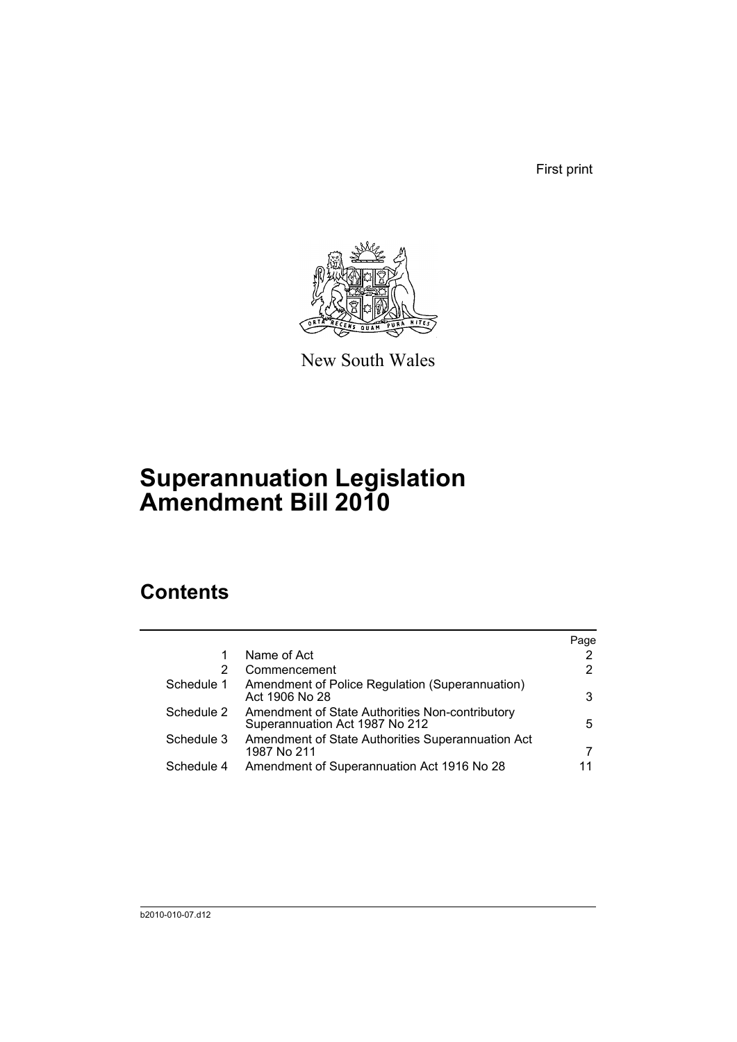First print

New South Wales

# Superannuation Legislation Amendment Bill 2010

## Contents

| | | Page |
|---|---|---|
| 1 | Name of Act | 2 |
| 2 | Commencement | 2 |
| Schedule 1 | Amendment of Police Regulation (Superannuation) Act 1906 No 28 | 3 |
| Schedule 2 | Amendment of State Authorities Non-contributory Superannuation Act 1987 No 212 | 5 |
| Schedule 3 | Amendment of State Authorities Superannuation Act 1987 No 211 | 7 |
| Schedule 4 | Amendment of Superannuation Act 1916 No 28 | 11 |

b2010-010-07.d12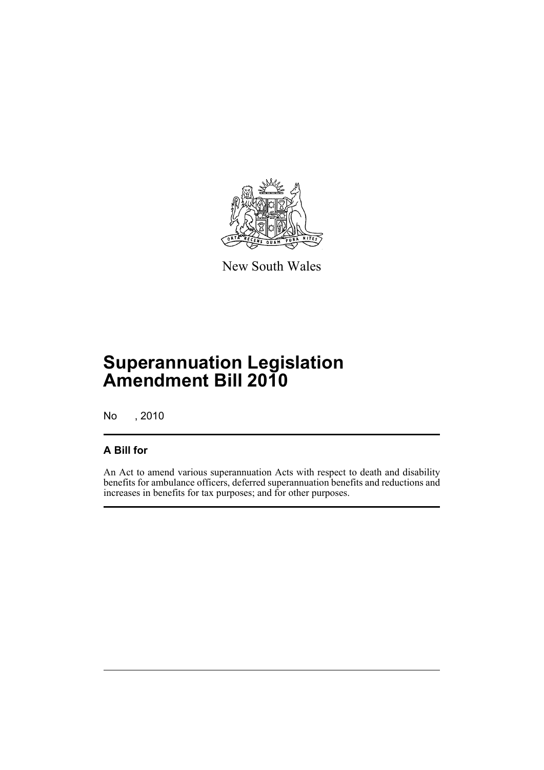New South Wales

# Superannuation Legislation Amendment Bill 2010

No , 2010

## A Bill for

An Act to amend various superannuation Acts with respect to death and disability benefits for ambulance officers, deferred superannuation benefits and reductions and increases in benefits for tax purposes; and for other purposes.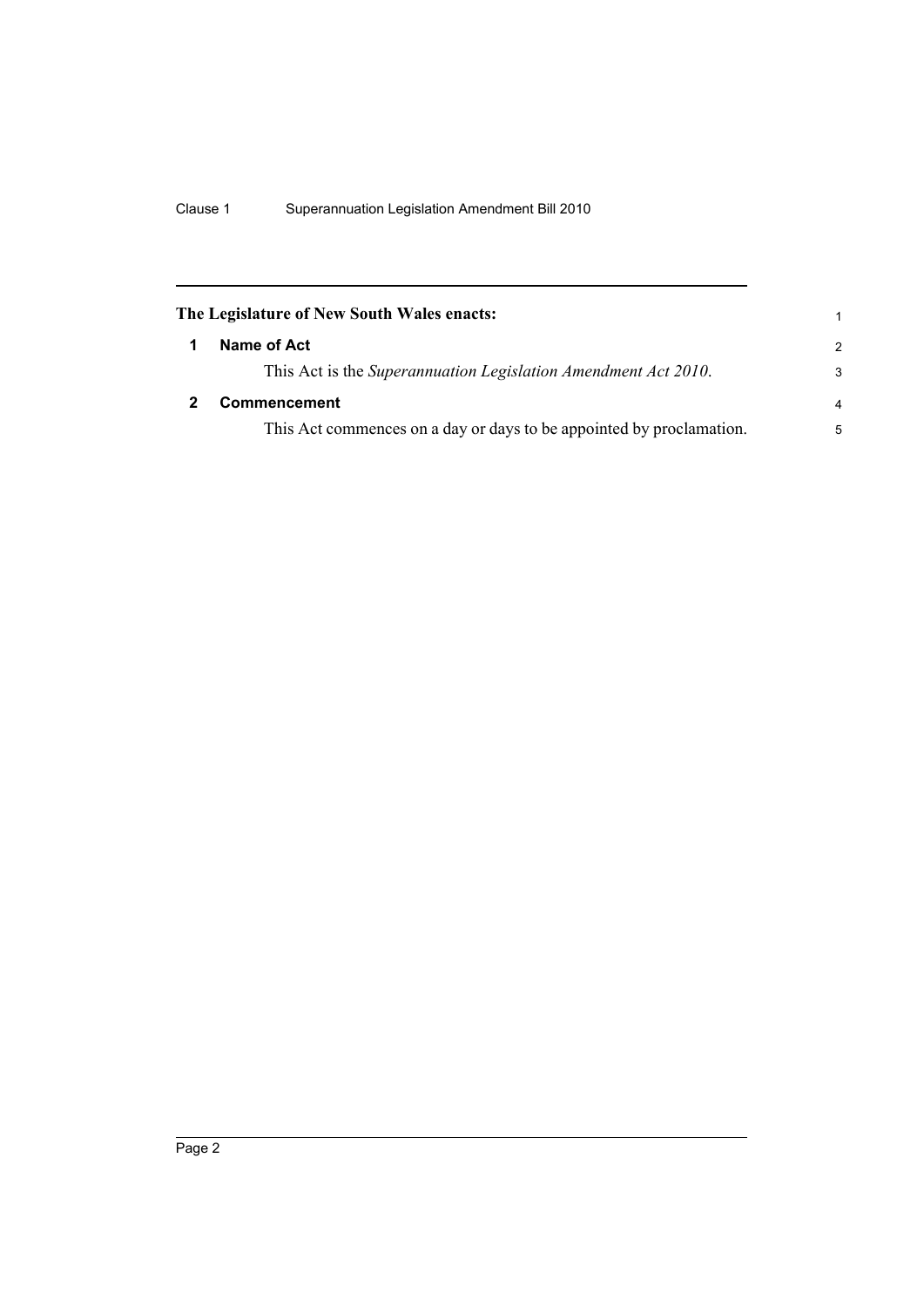**The Legislature of New South Wales enacts:**

## 1 Name of Act

This Act is the *Superannuation Legislation Amendment Act 2010*.

## 2 Commencement

This Act commences on a day or days to be appointed by proclamation.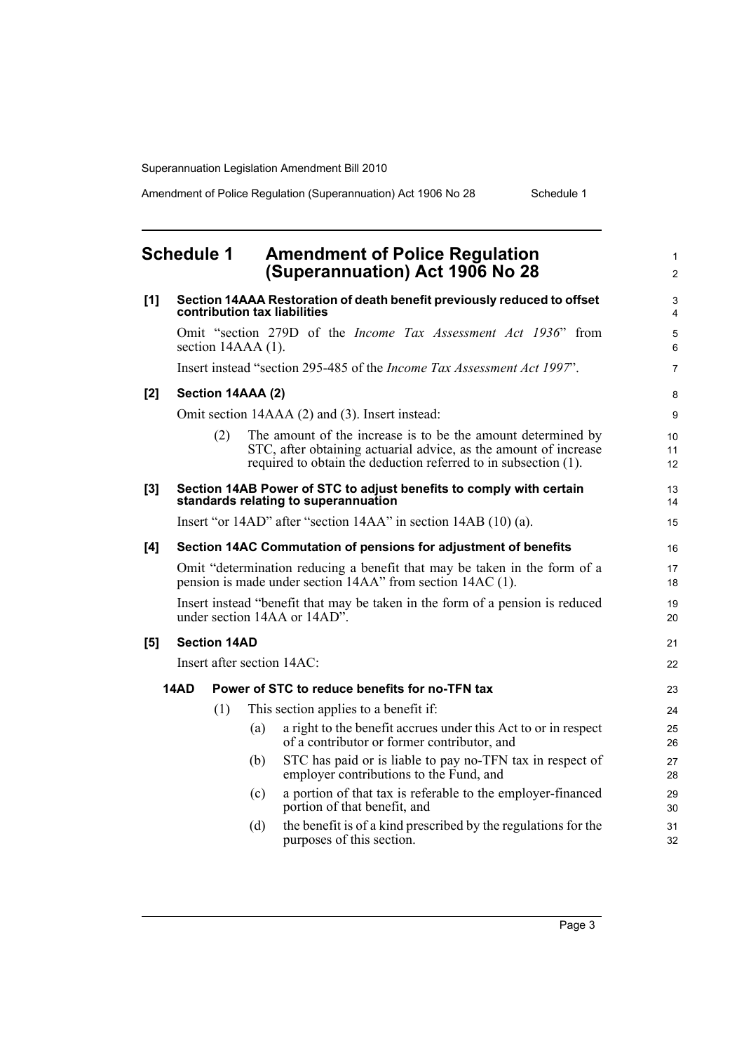## Schedule 1 Amendment of Police Regulation (Superannuation) Act 1906 No 28

**[1] Section 14AAA Restoration of death benefit previously reduced to offset contribution tax liabilities**

Omit "section 279D of the *Income Tax Assessment Act 1936*" from section 14AAA (1).

Insert instead "section 295-485 of the *Income Tax Assessment Act 1997*".

**[2] Section 14AAA (2)**

Omit section 14AAA (2) and (3). Insert instead:

(2) The amount of the increase is to be the amount determined by STC, after obtaining actuarial advice, as the amount of increase required to obtain the deduction referred to in subsection (1).

**[3] Section 14AB Power of STC to adjust benefits to comply with certain standards relating to superannuation**

Insert "or 14AD" after "section 14AA" in section 14AB (10) (a).

**[4] Section 14AC Commutation of pensions for adjustment of benefits**

Omit "determination reducing a benefit that may be taken in the form of a pension is made under section 14AA" from section 14AC (1).

Insert instead "benefit that may be taken in the form of a pension is reduced under section 14AA or 14AD".

**[5] Section 14AD**

Insert after section 14AC:

**14AD Power of STC to reduce benefits for no-TFN tax**

(1) This section applies to a benefit if:

(a) a right to the benefit accrues under this Act to or in respect of a contributor or former contributor, and

(b) STC has paid or is liable to pay no-TFN tax in respect of employer contributions to the Fund, and

(c) a portion of that tax is referable to the employer-financed portion of that benefit, and

(d) the benefit is of a kind prescribed by the regulations for the purposes of this section.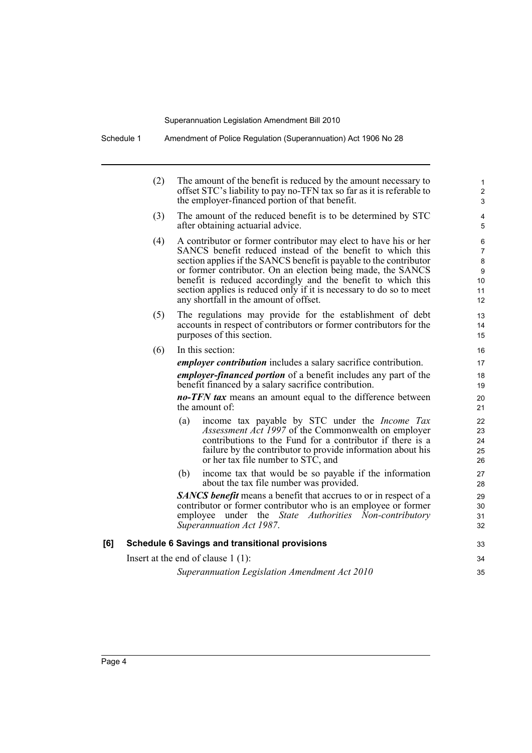(2) The amount of the benefit is reduced by the amount necessary to offset STC's liability to pay no-TFN tax so far as it is referable to the employer-financed portion of that benefit.

(3) The amount of the reduced benefit is to be determined by STC after obtaining actuarial advice.

(4) A contributor or former contributor may elect to have his or her SANCS benefit reduced instead of the benefit to which this section applies if the SANCS benefit is payable to the contributor or former contributor. On an election being made, the SANCS benefit is reduced accordingly and the benefit to which this section applies is reduced only if it is necessary to do so to meet any shortfall in the amount of offset.

(5) The regulations may provide for the establishment of debt accounts in respect of contributors or former contributors for the purposes of this section.

(6) In this section:

***employer contribution*** includes a salary sacrifice contribution.

***employer-financed portion*** of a benefit includes any part of the benefit financed by a salary sacrifice contribution.

***no-TFN tax*** means an amount equal to the difference between the amount of:

(a) income tax payable by STC under the *Income Tax Assessment Act 1997* of the Commonwealth on employer contributions to the Fund for a contributor if there is a failure by the contributor to provide information about his or her tax file number to STC, and

(b) income tax that would be so payable if the information about the tax file number was provided.

***SANCS benefit*** means a benefit that accrues to or in respect of a contributor or former contributor who is an employee or former employee under the *State Authorities Non-contributory Superannuation Act 1987*.

**[6] Schedule 6 Savings and transitional provisions**

Insert at the end of clause 1 (1):

*Superannuation Legislation Amendment Act 2010*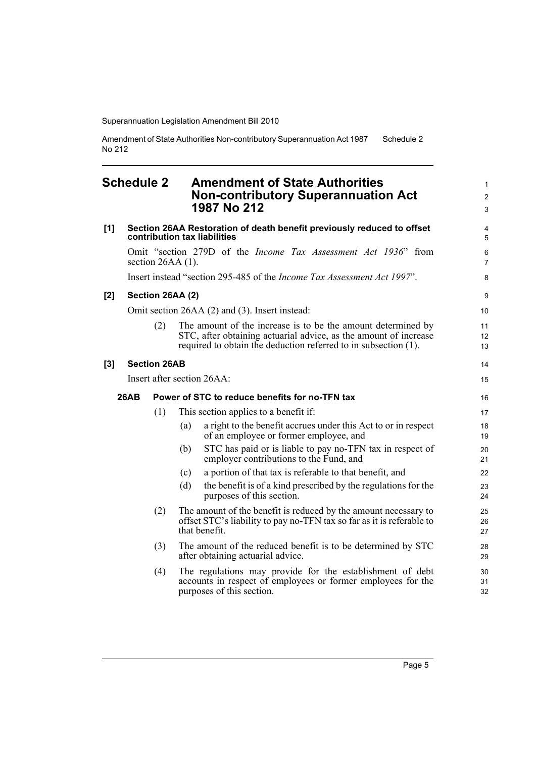## Schedule 2 Amendment of State Authorities Non-contributory Superannuation Act 1987 No 212

**[1] Section 26AA Restoration of death benefit previously reduced to offset contribution tax liabilities**

Omit "section 279D of the *Income Tax Assessment Act 1936*" from section 26AA (1).

Insert instead "section 295-485 of the *Income Tax Assessment Act 1997*".

**[2] Section 26AA (2)**

Omit section 26AA (2) and (3). Insert instead:

(2) The amount of the increase is to be the amount determined by STC, after obtaining actuarial advice, as the amount of increase required to obtain the deduction referred to in subsection (1).

**[3] Section 26AB**

Insert after section 26AA:

**26AB Power of STC to reduce benefits for no-TFN tax**

(1) This section applies to a benefit if:

(a) a right to the benefit accrues under this Act to or in respect of an employee or former employee, and

(b) STC has paid or is liable to pay no-TFN tax in respect of employer contributions to the Fund, and

(c) a portion of that tax is referable to that benefit, and

(d) the benefit is of a kind prescribed by the regulations for the purposes of this section.

(2) The amount of the benefit is reduced by the amount necessary to offset STC's liability to pay no-TFN tax so far as it is referable to that benefit.

(3) The amount of the reduced benefit is to be determined by STC after obtaining actuarial advice.

(4) The regulations may provide for the establishment of debt accounts in respect of employees or former employees for the purposes of this section.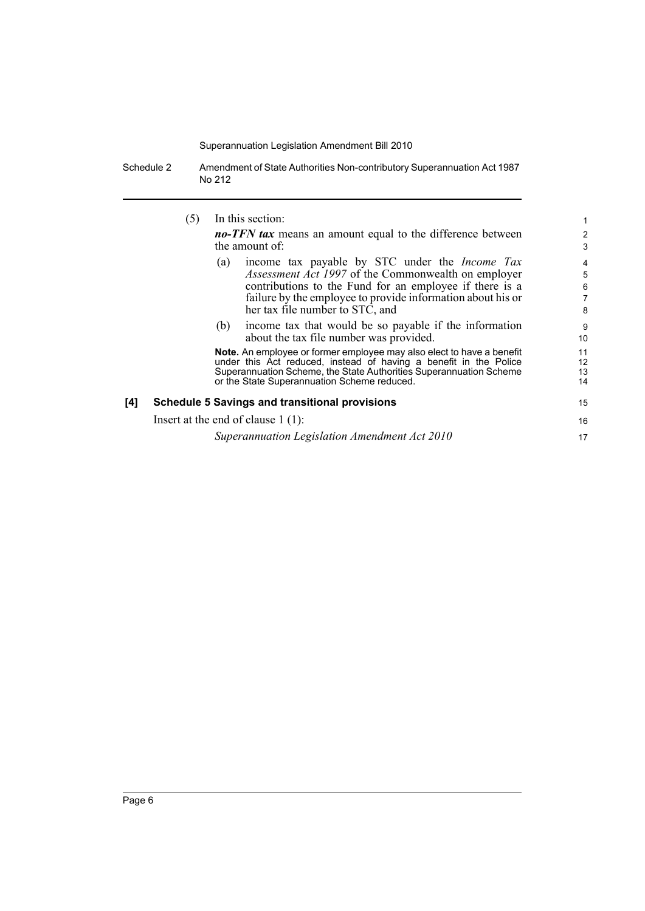(5) In this section:

***no-TFN tax*** means an amount equal to the difference between the amount of:

(a) income tax payable by STC under the *Income Tax Assessment Act 1997* of the Commonwealth on employer contributions to the Fund for an employee if there is a failure by the employee to provide information about his or her tax file number to STC, and

(b) income tax that would be so payable if the information about the tax file number was provided.

**Note.** An employee or former employee may also elect to have a benefit under this Act reduced, instead of having a benefit in the Police Superannuation Scheme, the State Authorities Superannuation Scheme or the State Superannuation Scheme reduced.

**[4] Schedule 5 Savings and transitional provisions**

Insert at the end of clause 1 (1):

*Superannuation Legislation Amendment Act 2010*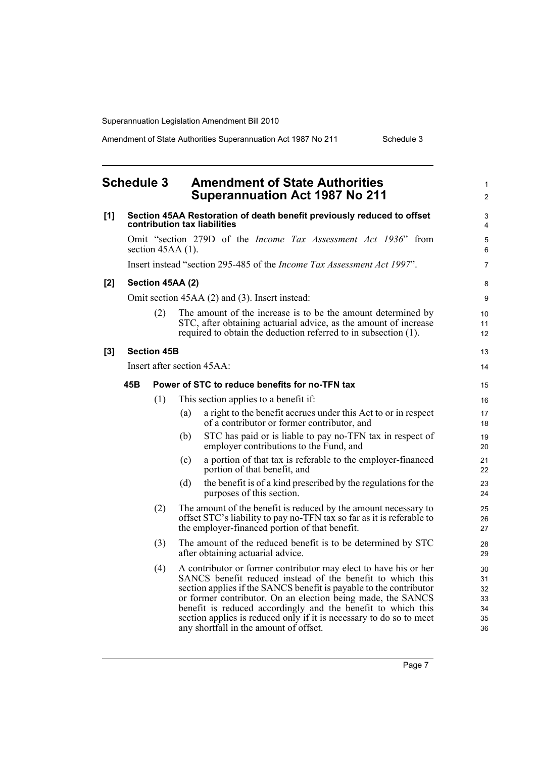## Schedule 3 Amendment of State Authorities Superannuation Act 1987 No 211

**[1] Section 45AA Restoration of death benefit previously reduced to offset contribution tax liabilities**

Omit "section 279D of the *Income Tax Assessment Act 1936*" from section 45AA (1).

Insert instead "section 295-485 of the *Income Tax Assessment Act 1997*".

**[2] Section 45AA (2)**

Omit section 45AA (2) and (3). Insert instead:

(2) The amount of the increase is to be the amount determined by STC, after obtaining actuarial advice, as the amount of increase required to obtain the deduction referred to in subsection (1).

**[3] Section 45B**

Insert after section 45AA:

**45B Power of STC to reduce benefits for no-TFN tax**

(1) This section applies to a benefit if:

(a) a right to the benefit accrues under this Act to or in respect of a contributor or former contributor, and

(b) STC has paid or is liable to pay no-TFN tax in respect of employer contributions to the Fund, and

(c) a portion of that tax is referable to the employer-financed portion of that benefit, and

(d) the benefit is of a kind prescribed by the regulations for the purposes of this section.

(2) The amount of the benefit is reduced by the amount necessary to offset STC's liability to pay no-TFN tax so far as it is referable to the employer-financed portion of that benefit.

(3) The amount of the reduced benefit is to be determined by STC after obtaining actuarial advice.

(4) A contributor or former contributor may elect to have his or her SANCS benefit reduced instead of the benefit to which this section applies if the SANCS benefit is payable to the contributor or former contributor. On an election being made, the SANCS benefit is reduced accordingly and the benefit to which this section applies is reduced only if it is necessary to do so to meet any shortfall in the amount of offset.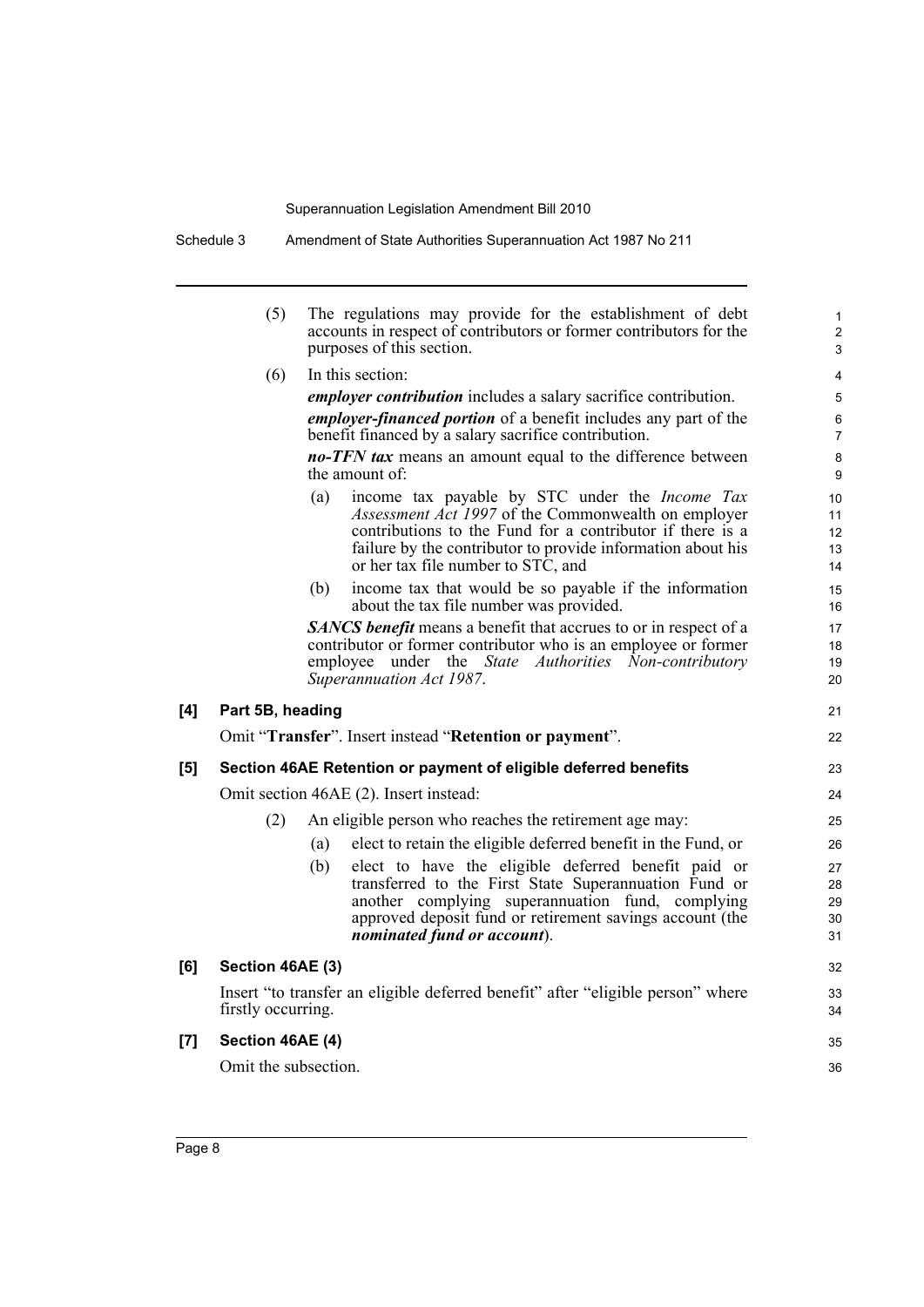(5) The regulations may provide for the establishment of debt accounts in respect of contributors or former contributors for the purposes of this section.

(6) In this section:

***employer contribution*** includes a salary sacrifice contribution.

***employer-financed portion*** of a benefit includes any part of the benefit financed by a salary sacrifice contribution.

***no-TFN tax*** means an amount equal to the difference between the amount of:

(a) income tax payable by STC under the *Income Tax Assessment Act 1997* of the Commonwealth on employer contributions to the Fund for a contributor if there is a failure by the contributor to provide information about his or her tax file number to STC, and

(b) income tax that would be so payable if the information about the tax file number was provided.

***SANCS benefit*** means a benefit that accrues to or in respect of a contributor or former contributor who is an employee or former employee under the *State Authorities Non-contributory Superannuation Act 1987*.

**[4] Part 5B, heading**

Omit "**Transfer**". Insert instead "**Retention or payment**".

**[5] Section 46AE Retention or payment of eligible deferred benefits**

Omit section 46AE (2). Insert instead:

(2) An eligible person who reaches the retirement age may:

(a) elect to retain the eligible deferred benefit in the Fund, or

(b) elect to have the eligible deferred benefit paid or transferred to the First State Superannuation Fund or another complying superannuation fund, complying approved deposit fund or retirement savings account (the ***nominated fund or account***).

**[6] Section 46AE (3)**

Insert "to transfer an eligible deferred benefit" after "eligible person" where firstly occurring.

**[7] Section 46AE (4)**

Omit the subsection.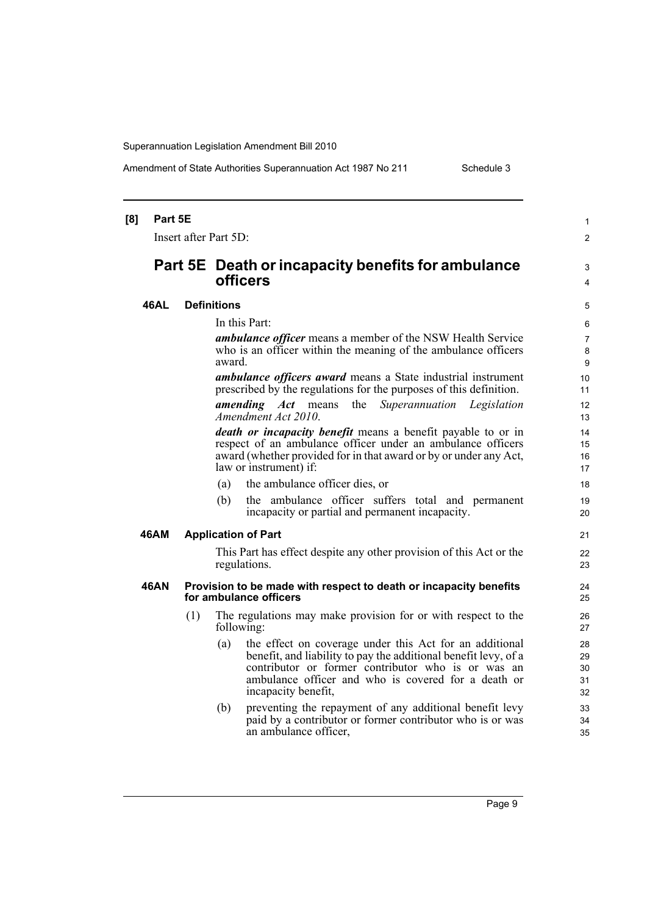**[8] Part 5E**

Insert after Part 5D:

## Part 5E Death or incapacity benefits for ambulance officers

### 46AL Definitions

In this Part:

***ambulance officer*** means a member of the NSW Health Service who is an officer within the meaning of the ambulance officers award.

***ambulance officers award*** means a State industrial instrument prescribed by the regulations for the purposes of this definition.

***amending Act*** means the *Superannuation Legislation Amendment Act 2010*.

***death or incapacity benefit*** means a benefit payable to or in respect of an ambulance officer under an ambulance officers award (whether provided for in that award or by or under any Act, law or instrument) if:

- (a) the ambulance officer dies, or
- (b) the ambulance officer suffers total and permanent incapacity or partial and permanent incapacity.

### 46AM Application of Part

This Part has effect despite any other provision of this Act or the regulations.

### 46AN Provision to be made with respect to death or incapacity benefits for ambulance officers

(1) The regulations may make provision for or with respect to the following:

- (a) the effect on coverage under this Act for an additional benefit, and liability to pay the additional benefit levy, of a contributor or former contributor who is or was an ambulance officer and who is covered for a death or incapacity benefit,
- (b) preventing the repayment of any additional benefit levy paid by a contributor or former contributor who is or was an ambulance officer,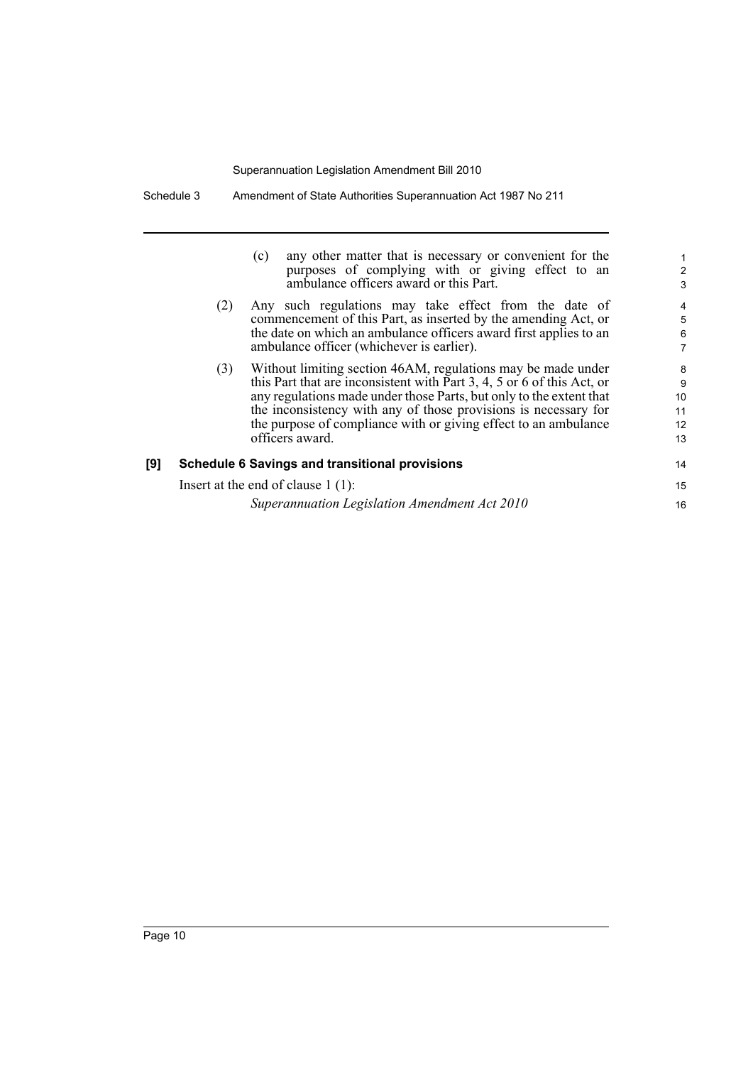(c) any other matter that is necessary or convenient for the purposes of complying with or giving effect to an ambulance officers award or this Part.

(2) Any such regulations may take effect from the date of commencement of this Part, as inserted by the amending Act, or the date on which an ambulance officers award first applies to an ambulance officer (whichever is earlier).

(3) Without limiting section 46AM, regulations may be made under this Part that are inconsistent with Part 3, 4, 5 or 6 of this Act, or any regulations made under those Parts, but only to the extent that the inconsistency with any of those provisions is necessary for the purpose of compliance with or giving effect to an ambulance officers award.

**[9] Schedule 6 Savings and transitional provisions**

Insert at the end of clause 1 (1):

*Superannuation Legislation Amendment Act 2010*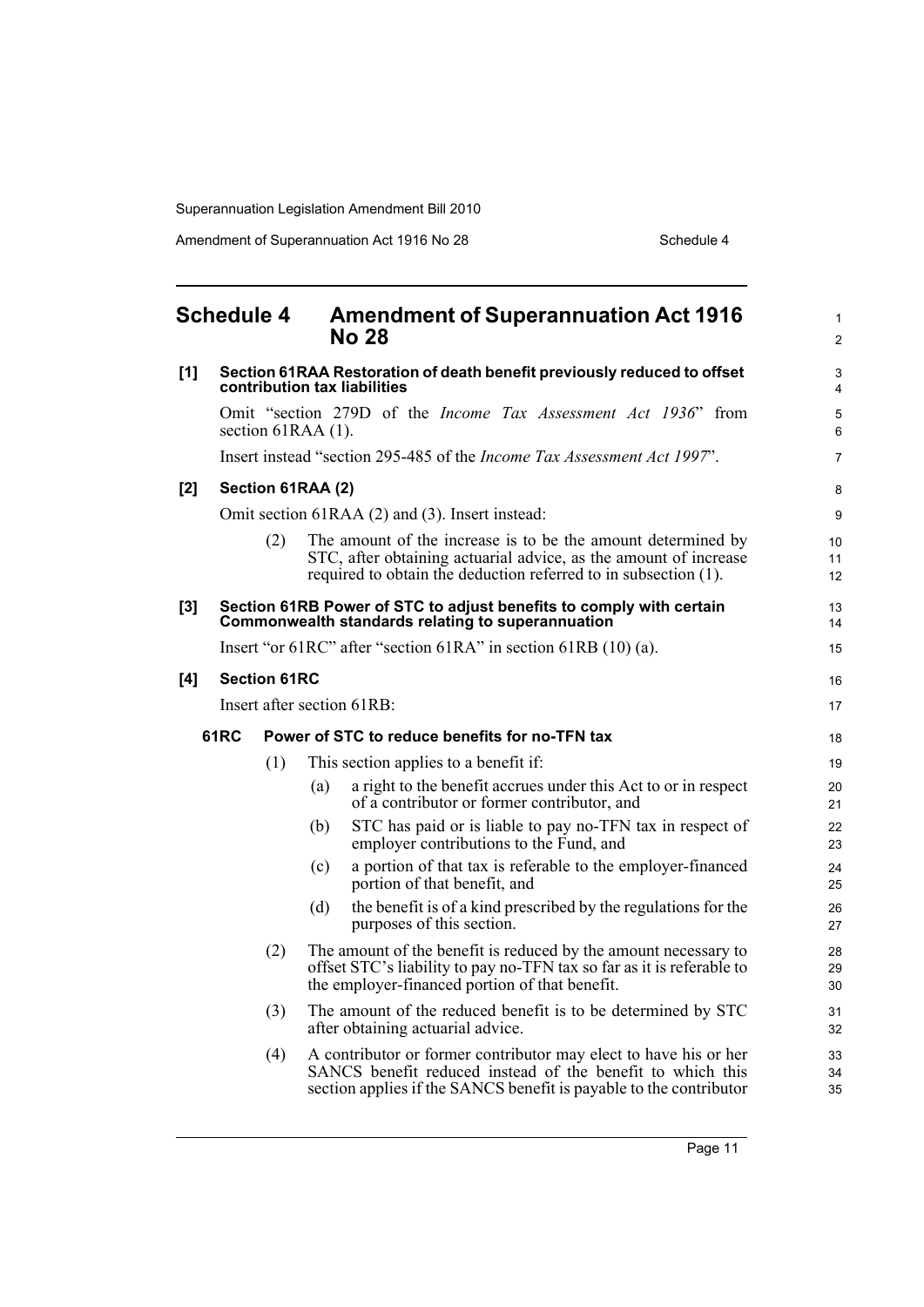## Schedule 4 Amendment of Superannuation Act 1916 No 28

**[1] Section 61RAA Restoration of death benefit previously reduced to offset contribution tax liabilities**

Omit "section 279D of the *Income Tax Assessment Act 1936*" from section 61RAA (1).

Insert instead "section 295-485 of the *Income Tax Assessment Act 1997*".

**[2] Section 61RAA (2)**

Omit section 61RAA (2) and (3). Insert instead:

(2) The amount of the increase is to be the amount determined by STC, after obtaining actuarial advice, as the amount of increase required to obtain the deduction referred to in subsection (1).

**[3] Section 61RB Power of STC to adjust benefits to comply with certain Commonwealth standards relating to superannuation**

Insert "or 61RC" after "section 61RA" in section 61RB (10) (a).

**[4] Section 61RC**

Insert after section 61RB:

**61RC Power of STC to reduce benefits for no-TFN tax**

(1) This section applies to a benefit if:

(a) a right to the benefit accrues under this Act to or in respect of a contributor or former contributor, and

(b) STC has paid or is liable to pay no-TFN tax in respect of employer contributions to the Fund, and

(c) a portion of that tax is referable to the employer-financed portion of that benefit, and

(d) the benefit is of a kind prescribed by the regulations for the purposes of this section.

(2) The amount of the benefit is reduced by the amount necessary to offset STC's liability to pay no-TFN tax so far as it is referable to the employer-financed portion of that benefit.

(3) The amount of the reduced benefit is to be determined by STC after obtaining actuarial advice.

(4) A contributor or former contributor may elect to have his or her SANCS benefit reduced instead of the benefit to which this section applies if the SANCS benefit is payable to the contributor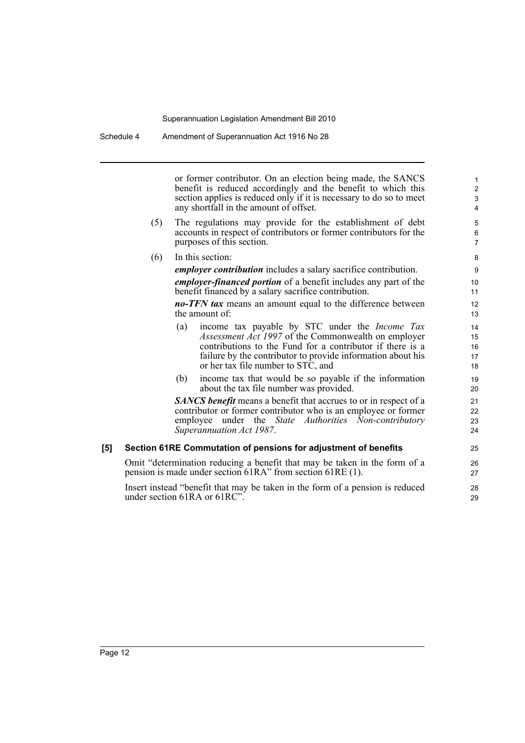or former contributor. On an election being made, the SANCS benefit is reduced accordingly and the benefit to which this section applies is reduced only if it is necessary to do so to meet any shortfall in the amount of offset.

(5) The regulations may provide for the establishment of debt accounts in respect of contributors or former contributors for the purposes of this section.

(6) In this section:

***employer contribution*** includes a salary sacrifice contribution.

***employer-financed portion*** of a benefit includes any part of the benefit financed by a salary sacrifice contribution.

***no-TFN tax*** means an amount equal to the difference between the amount of:

(a) income tax payable by STC under the *Income Tax Assessment Act 1997* of the Commonwealth on employer contributions to the Fund for a contributor if there is a failure by the contributor to provide information about his or her tax file number to STC, and

(b) income tax that would be so payable if the information about the tax file number was provided.

***SANCS benefit*** means a benefit that accrues to or in respect of a contributor or former contributor who is an employee or former employee under the *State Authorities Non-contributory Superannuation Act 1987*.

**[5] Section 61RE Commutation of pensions for adjustment of benefits**

Omit "determination reducing a benefit that may be taken in the form of a pension is made under section 61RA" from section 61RE (1).

Insert instead "benefit that may be taken in the form of a pension is reduced under section 61RA or 61RC".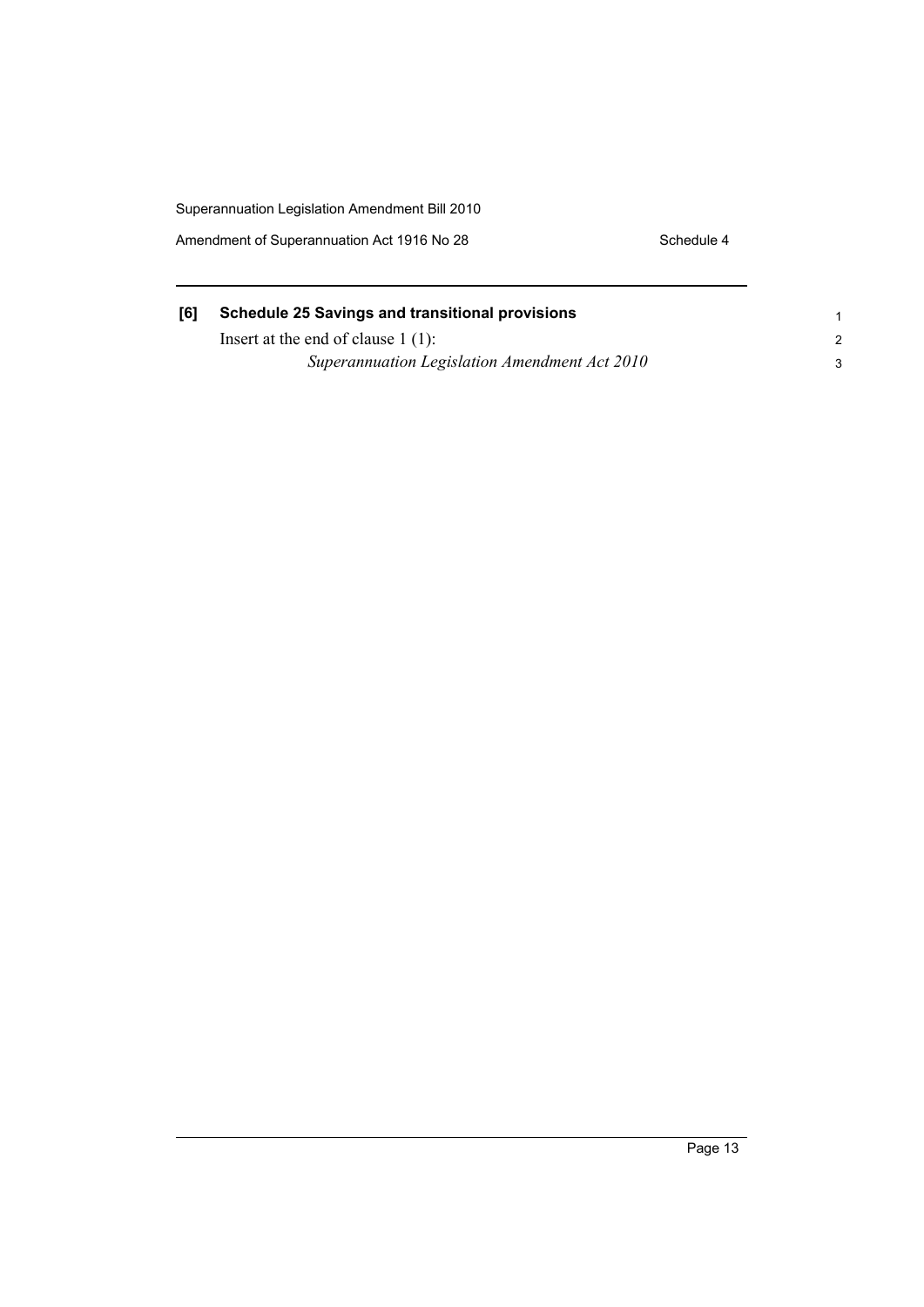**[6] Schedule 25 Savings and transitional provisions**

Insert at the end of clause 1 (1):

*Superannuation Legislation Amendment Act 2010*